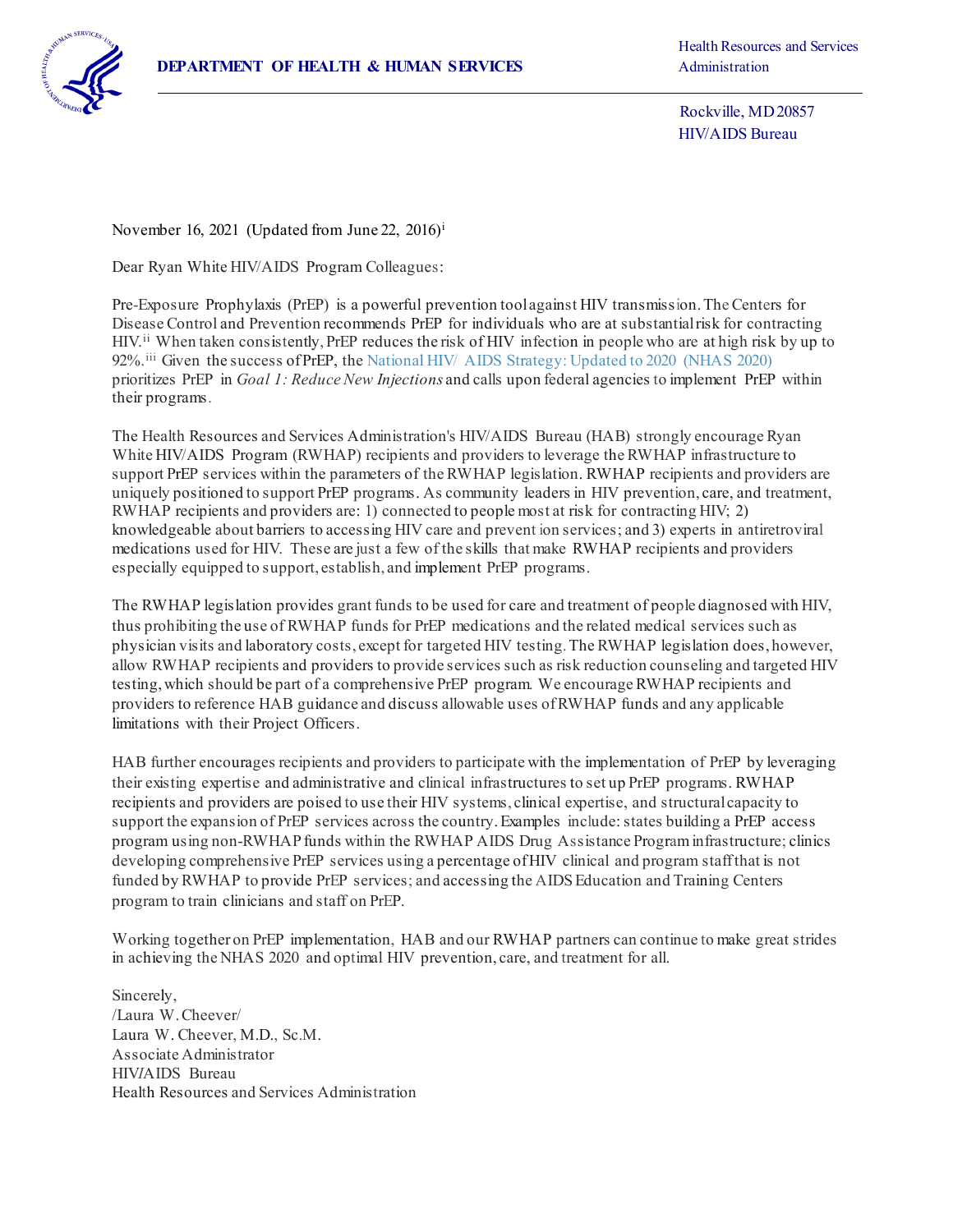**DEPARTMENT OF HEALTH & HUMAN SERVICES**

Health Resources and Services Administration

Rockville, MD 20857
HIV/AIDS Bureau

November 16, 2021 (Updated from June 22, 2016)[i]

Dear Ryan White HIV/AIDS Program Colleagues:

Pre-Exposure Prophylaxis (PrEP) is a powerful prevention tool against HIV transmission. The Centers for Disease Control and Prevention recommends PrEP for individuals who are at substantial risk for contracting HIV.[ii] When taken consistently, PrEP reduces the risk of HIV infection in people who are at high risk by up to 92%.[iii] Given the success of PrEP, the National HIV/ AIDS Strategy: Updated to 2020 (NHAS 2020) prioritizes PrEP in *Goal 1: Reduce New Injections* and calls upon federal agencies to implement PrEP within their programs.

The Health Resources and Services Administration's HIV/AIDS Bureau (HAB) strongly encourage Ryan White HIV/AIDS Program (RWHAP) recipients and providers to leverage the RWHAP infrastructure to support PrEP services within the parameters of the RWHAP legislation. RWHAP recipients and providers are uniquely positioned to support PrEP programs. As community leaders in HIV prevention, care, and treatment, RWHAP recipients and providers are: 1) connected to people most at risk for contracting HIV; 2) knowledgeable about barriers to accessing HIV care and prevent ion services; and 3) experts in antiretroviral medications used for HIV. These are just a few of the skills that make RWHAP recipients and providers especially equipped to support, establish, and implement PrEP programs.

The RWHAP legislation provides grant funds to be used for care and treatment of people diagnosed with HIV, thus prohibiting the use of RWHAP funds for PrEP medications and the related medical services such as physician visits and laboratory costs, except for targeted HIV testing. The RWHAP legislation does, however, allow RWHAP recipients and providers to provide services such as risk reduction counseling and targeted HIV testing, which should be part of a comprehensive PrEP program. We encourage RWHAP recipients and providers to reference HAB guidance and discuss allowable uses of RWHAP funds and any applicable limitations with their Project Officers.

HAB further encourages recipients and providers to participate with the implementation of PrEP by leveraging their existing expertise and administrative and clinical infrastructures to set up PrEP programs. RWHAP recipients and providers are poised to use their HIV systems, clinical expertise, and structural capacity to support the expansion of PrEP services across the country. Examples include: states building a PrEP access program using non-RWHAP funds within the RWHAP AIDS Drug Assistance Program infrastructure; clinics developing comprehensive PrEP services using a percentage of HIV clinical and program staff that is not funded by RWHAP to provide PrEP services; and accessing the AIDS Education and Training Centers program to train clinicians and staff on PrEP.

Working together on PrEP implementation, HAB and our RWHAP partners can continue to make great strides in achieving the NHAS 2020 and optimal HIV prevention, care, and treatment for all.

Sincerely,
/Laura W. Cheever/
Laura W. Cheever, M.D., Sc.M.
Associate Administrator
HIV/AIDS Bureau
Health Resources and Services Administration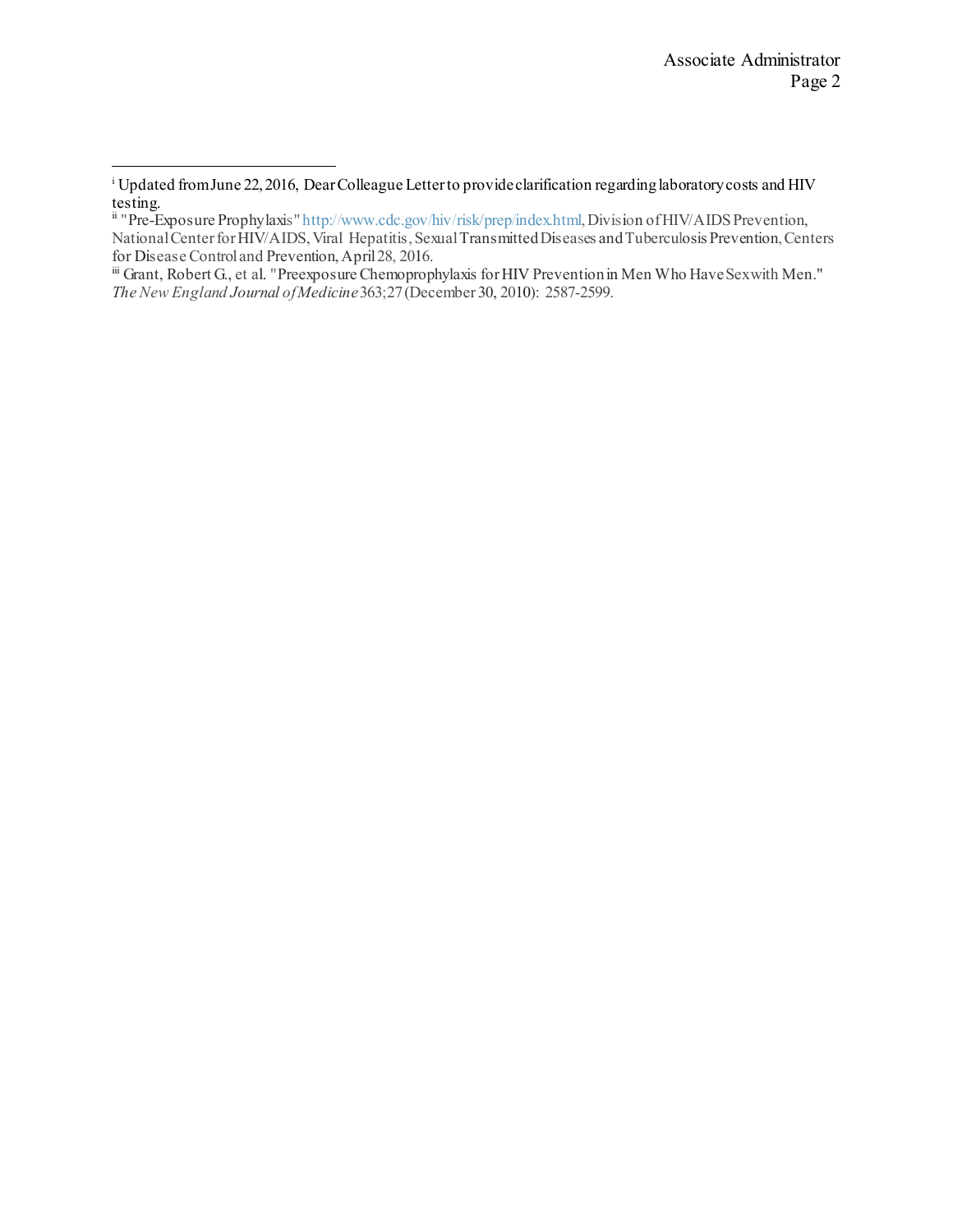---

[i] Updated from June 22, 2016, Dear Colleague Letter to provide clarification regarding laboratory costs and HIV testing.

[ii] "Pre-Exposure Prophylaxis" http://www.cdc.gov/hiv/risk/prep/index.html, Division of HIV/AIDS Prevention, National Center for HIV/AIDS, Viral Hepatitis, Sexual Transmitted Diseases and Tuberculosis Prevention, Centers for Disease Control and Prevention, April 28, 2016.

[iii] Grant, Robert G., et al. "Preexposure Chemoprophylaxis for HIV Prevention in Men Who Have Sex with Men." *The New England Journal of Medicine* 363;27 (December 30, 2010): 2587-2599.